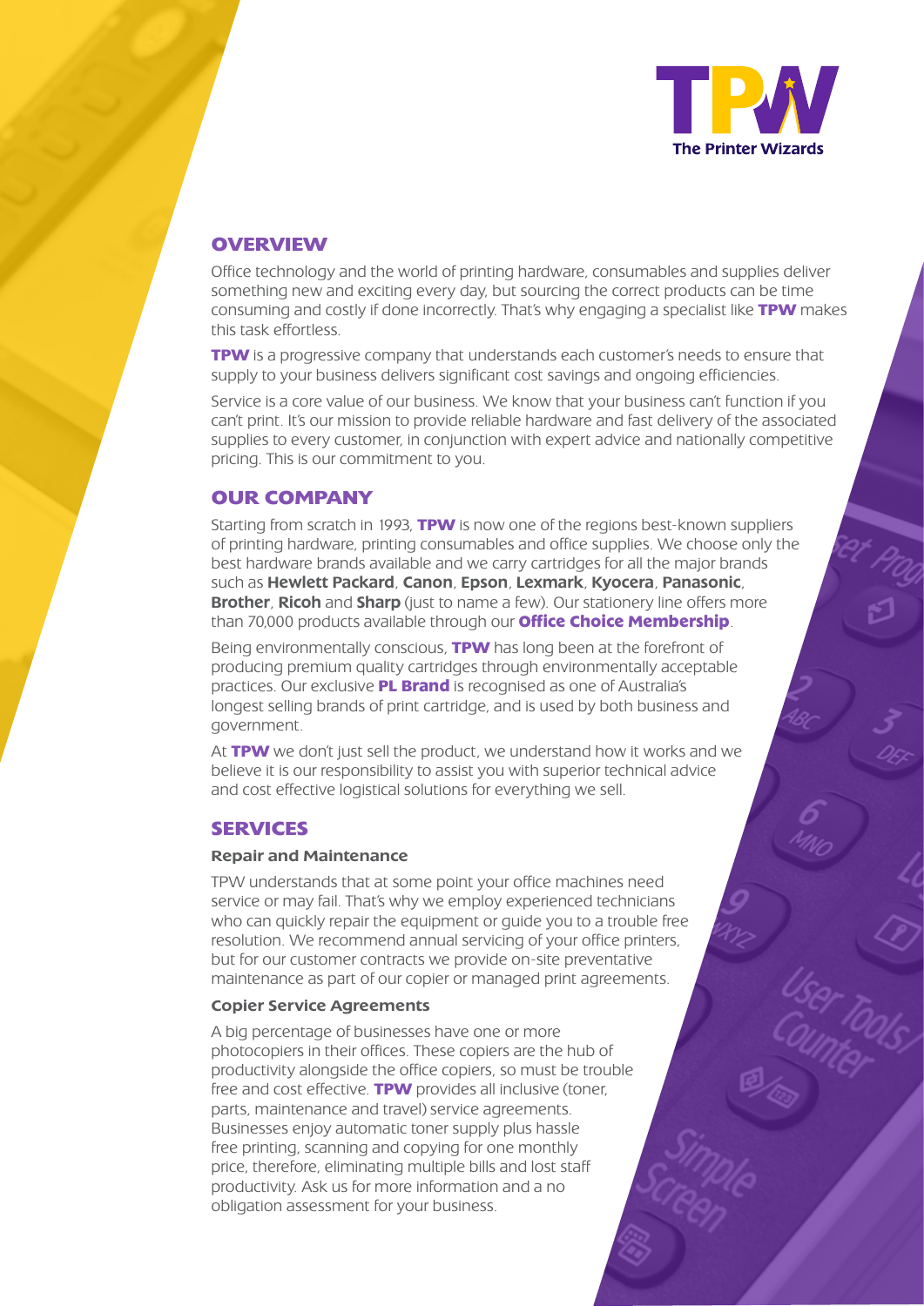**TPW**
**The Printer Wizards**

## OVERVIEW

Office technology and the world of printing hardware, consumables and supplies deliver something new and exciting every day, but sourcing the correct products can be time consuming and costly if done incorrectly. That's why engaging a specialist like **TPW** makes this task effortless.

**TPW** is a progressive company that understands each customer's needs to ensure that supply to your business delivers significant cost savings and ongoing efficiencies.

Service is a core value of our business. We know that your business can't function if you can't print. It's our mission to provide reliable hardware and fast delivery of the associated supplies to every customer, in conjunction with expert advice and nationally competitive pricing. This is our commitment to you.

## OUR COMPANY

Starting from scratch in 1993, **TPW** is now one of the regions best-known suppliers of printing hardware, printing consumables and office supplies. We choose only the best hardware brands available and we carry cartridges for all the major brands such as **Hewlett Packard**, **Canon**, **Epson**, **Lexmark**, **Kyocera**, **Panasonic**, **Brother**, **Ricoh** and **Sharp** (just to name a few). Our stationery line offers more than 70,000 products available through our **Office Choice Membership**.

Being environmentally conscious, **TPW** has long been at the forefront of producing premium quality cartridges through environmentally acceptable practices. Our exclusive **PL Brand** is recognised as one of Australia's longest selling brands of print cartridge, and is used by both business and government.

At **TPW** we don't just sell the product, we understand how it works and we believe it is our responsibility to assist you with superior technical advice and cost effective logistical solutions for everything we sell.

## SERVICES

### Repair and Maintenance

TPW understands that at some point your office machines need service or may fail. That's why we employ experienced technicians who can quickly repair the equipment or guide you to a trouble free resolution. We recommend annual servicing of your office printers, but for our customer contracts we provide on-site preventative maintenance as part of our copier or managed print agreements.

### Copier Service Agreements

A big percentage of businesses have one or more photocopiers in their offices. These copiers are the hub of productivity alongside the office copiers, so must be trouble free and cost effective. **TPW** provides all inclusive (toner, parts, maintenance and travel) service agreements. Businesses enjoy automatic toner supply plus hassle free printing, scanning and copying for one monthly price, therefore, eliminating multiple bills and lost staff productivity. Ask us for more information and a no obligation assessment for your business.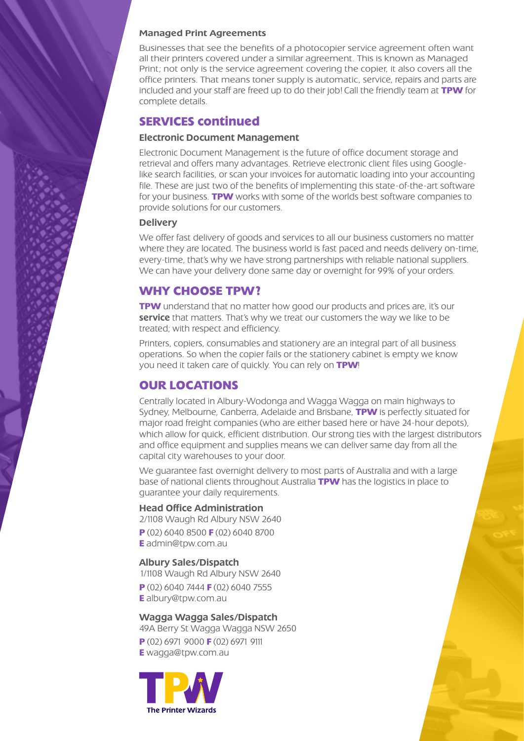### Managed Print Agreements

Businesses that see the benefits of a photocopier service agreement often want all their printers covered under a similar agreement. This is known as Managed Print; not only is the service agreement covering the copier, it also covers all the office printers. That means toner supply is automatic, service, repairs and parts are included and your staff are freed up to do their job! Call the friendly team at **TPW** for complete details.

## SERVICES continued

### Electronic Document Management

Electronic Document Management is the future of office document storage and retrieval and offers many advantages. Retrieve electronic client files using Google-like search facilities, or scan your invoices for automatic loading into your accounting file. These are just two of the benefits of implementing this state-of-the-art software for your business. **TPW** works with some of the worlds best software companies to provide solutions for our customers.

### Delivery

We offer fast delivery of goods and services to all our business customers no matter where they are located. The business world is fast paced and needs delivery on-time, every-time, that's why we have strong partnerships with reliable national suppliers. We can have your delivery done same day or overnight for 99% of your orders.

## WHY CHOOSE TPW?

**TPW** understand that no matter how good our products and prices are, it's our **service** that matters. That's why we treat our customers the way we like to be treated; with respect and efficiency.

Printers, copiers, consumables and stationery are an integral part of all business operations. So when the copier fails or the stationery cabinet is empty we know you need it taken care of quickly. You can rely on **TPW**!

## OUR LOCATIONS

Centrally located in Albury-Wodonga and Wagga Wagga on main highways to Sydney, Melbourne, Canberra, Adelaide and Brisbane, **TPW** is perfectly situated for major road freight companies (who are either based here or have 24-hour depots), which allow for quick, efficient distribution. Our strong ties with the largest distributors and office equipment and supplies means we can deliver same day from all the capital city warehouses to your door.

We guarantee fast overnight delivery to most parts of Australia and with a large base of national clients throughout Australia **TPW** has the logistics in place to guarantee your daily requirements.

### Head Office Administration

2/1108 Waugh Rd Albury NSW 2640

**P** (02) 6040 8500 **F** (02) 6040 8700

**E** admin@tpw.com.au

### Albury Sales/Dispatch

1/1108 Waugh Rd Albury NSW 2640

**P** (02) 6040 7444 **F** (02) 6040 7555

**E** albury@tpw.com.au

### Wagga Wagga Sales/Dispatch

49A Berry St Wagga Wagga NSW 2650

**P** (02) 6971 9000 **F** (02) 6971 9111

**E** wagga@tpw.com.au

TPW The Printer Wizards